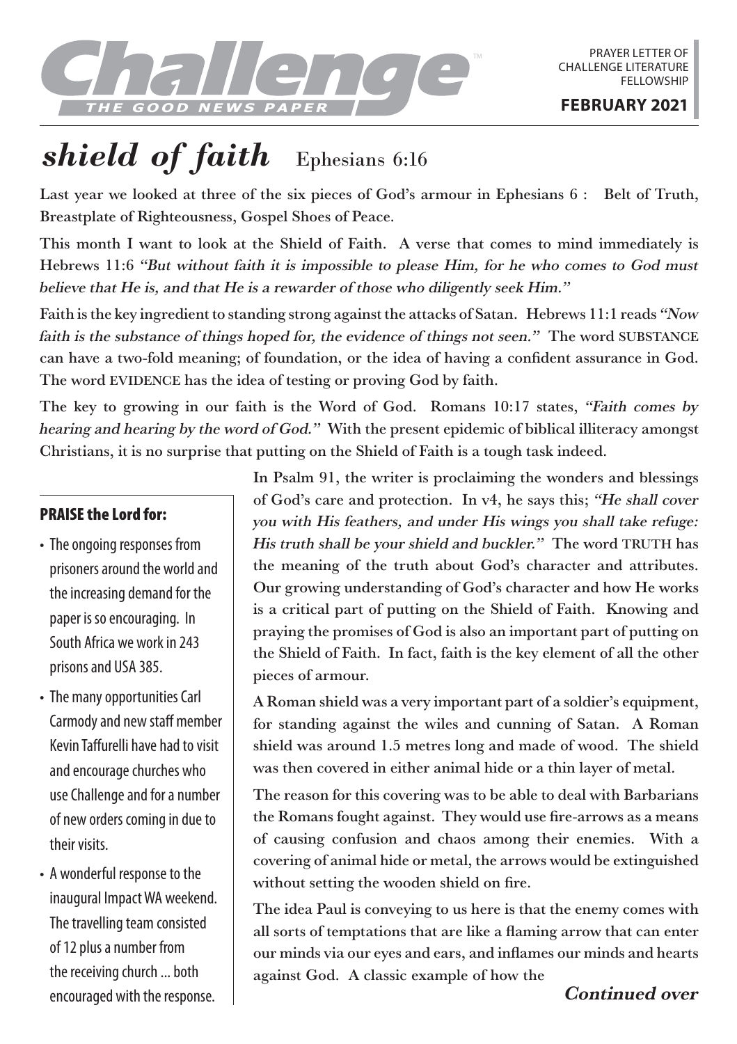# Challenge™

THE GOOD NEWS PAPER

PRAYER LETTER OF CHALLENGE LITERATURE FELLOWSHIP

**FEBRUARY 2021**

# ***shield of faith*** Ephesians 6:16

**Last year we looked at three of the six pieces of God's armour in Ephesians 6 : Belt of Truth, Breastplate of Righteousness, Gospel Shoes of Peace.**

**This month I want to look at the Shield of Faith. A verse that comes to mind immediately is Hebrews 11:6 *"But without faith it is impossible to please Him, for he who comes to God must believe that He is, and that He is a rewarder of those who diligently seek Him."***

**Faith is the key ingredient to standing strong against the attacks of Satan. Hebrews 11:1 reads *"Now faith is the substance of things hoped for, the evidence of things not seen."* The word SUBSTANCE can have a two-fold meaning; of foundation, or the idea of having a confident assurance in God. The word EVIDENCE has the idea of testing or proving God by faith.**

**The key to growing in our faith is the Word of God. Romans 10:17 states, *"Faith comes by hearing and hearing by the word of God."* With the present epidemic of biblical illiteracy amongst Christians, it is no surprise that putting on the Shield of Faith is a tough task indeed.**

**In Psalm 91, the writer is proclaiming the wonders and blessings of God's care and protection. In v4, he says this; *"He shall cover you with His feathers, and under His wings you shall take refuge: His truth shall be your shield and buckler."* The word TRUTH has the meaning of the truth about God's character and attributes. Our growing understanding of God's character and how He works is a critical part of putting on the Shield of Faith. Knowing and praying the promises of God is also an important part of putting on the Shield of Faith. In fact, faith is the key element of all the other pieces of armour.**

**A Roman shield was a very important part of a soldier's equipment, for standing against the wiles and cunning of Satan. A Roman shield was around 1.5 metres long and made of wood. The shield was then covered in either animal hide or a thin layer of metal.**

**The reason for this covering was to be able to deal with Barbarians the Romans fought against. They would use fire-arrows as a means of causing confusion and chaos among their enemies. With a covering of animal hide or metal, the arrows would be extinguished without setting the wooden shield on fire.**

**The idea Paul is conveying to us here is that the enemy comes with all sorts of temptations that are like a flaming arrow that can enter our minds via our eyes and ears, and inflames our minds and hearts against God. A classic example of how the**

***Continued over***

## PRAISE the Lord for:

- The ongoing responses from prisoners around the world and the increasing demand for the paper is so encouraging. In South Africa we work in 243 prisons and USA 385.
- The many opportunities Carl Carmody and new staff member Kevin Taffurelli have had to visit and encourage churches who use Challenge and for a number of new orders coming in due to their visits.
- A wonderful response to the inaugural Impact WA weekend. The travelling team consisted of 12 plus a number from the receiving church ... both encouraged with the response.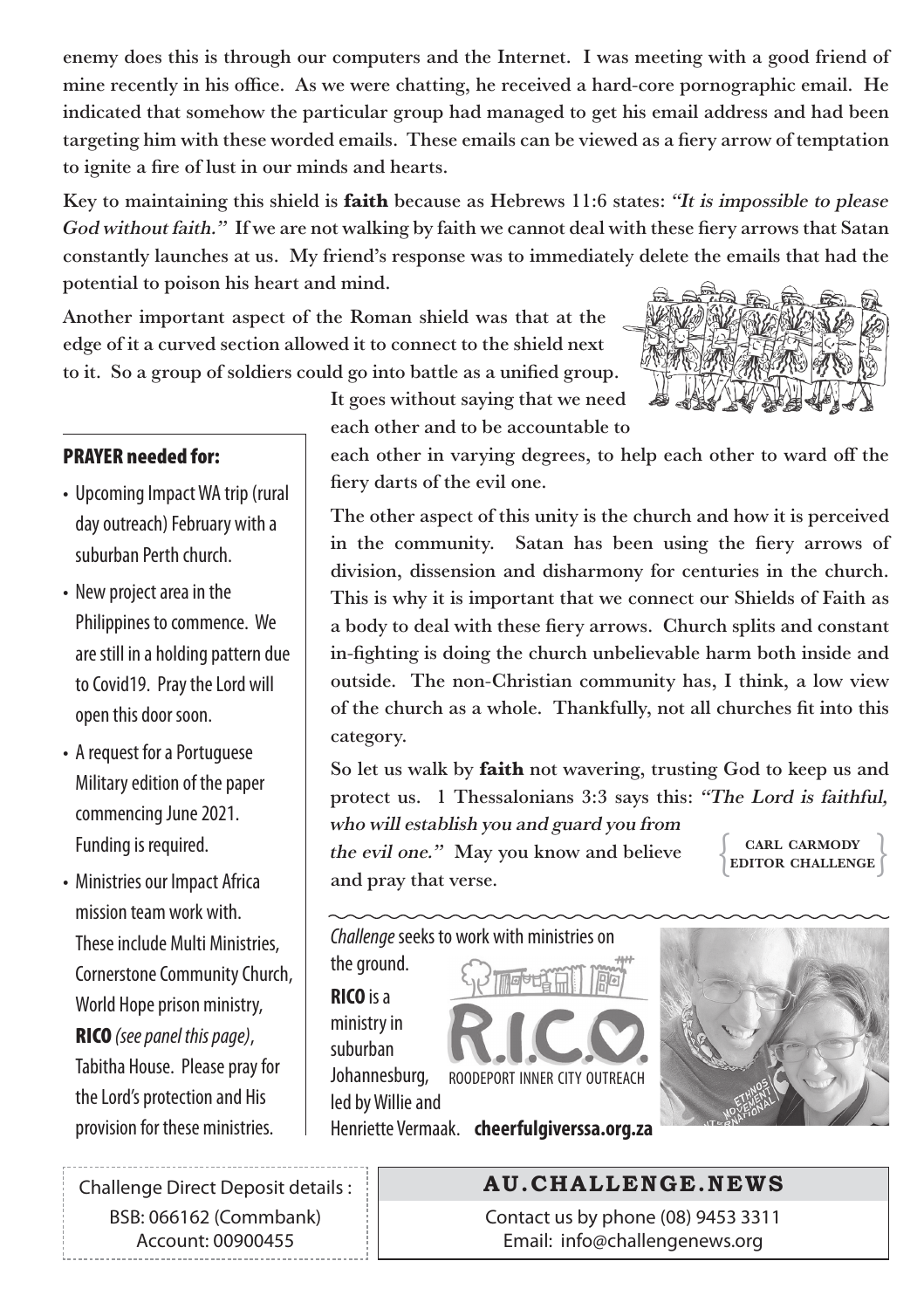enemy does this is through our computers and the Internet. I was meeting with a good friend of mine recently in his office. As we were chatting, he received a hard-core pornographic email. He indicated that somehow the particular group had managed to get his email address and had been targeting him with these worded emails. These emails can be viewed as a fiery arrow of temptation to ignite a fire of lust in our minds and hearts.

Key to maintaining this shield is **faith** because as Hebrews 11:6 states: *"It is impossible to please God without faith."* If we are not walking by faith we cannot deal with these fiery arrows that Satan constantly launches at us. My friend's response was to immediately delete the emails that had the potential to poison his heart and mind.

Another important aspect of the Roman shield was that at the edge of it a curved section allowed it to connect to the shield next to it. So a group of soldiers could go into battle as a unified group. It goes without saying that we need each other and to be accountable to each other in varying degrees, to help each other to ward off the fiery darts of the evil one.

The other aspect of this unity is the church and how it is perceived in the community. Satan has been using the fiery arrows of division, dissension and disharmony for centuries in the church. This is why it is important that we connect our Shields of Faith as a body to deal with these fiery arrows. Church splits and constant in-fighting is doing the church unbelievable harm both inside and outside. The non-Christian community has, I think, a low view of the church as a whole. Thankfully, not all churches fit into this category.

So let us walk by **faith** not wavering, trusting God to keep us and protect us. 1 Thessalonians 3:3 says this: *"The Lord is faithful, who will establish you and guard you from the evil one."* May you know and believe and pray that verse.

CARL CARMODY
EDITOR CHALLENGE

## PRAYER needed for:

- Upcoming Impact WA trip (rural day outreach) February with a suburban Perth church.
- New project area in the Philippines to commence. We are still in a holding pattern due to Covid19. Pray the Lord will open this door soon.
- A request for a Portuguese Military edition of the paper commencing June 2021. Funding is required.
- Ministries our Impact Africa mission team work with. These include Multi Ministries, Cornerstone Community Church, World Hope prison ministry, **RICO** *(see panel this page)*, Tabitha House. Please pray for the Lord's protection and His provision for these ministries.

*Challenge* seeks to work with ministries on the ground.

**RICO** is a ministry in suburban Johannesburg, led by Willie and Henriette Vermaak. **cheerfulgiverssa.org.za**

R.I.C.O. ROODEPORT INNER CITY OUTREACH

Challenge Direct Deposit details :
BSB: 066162 (Commbank)
Account: 00900455

**AU.CHALLENGE.NEWS**

Contact us by phone (08) 9453 3311
Email: info@challengenews.org